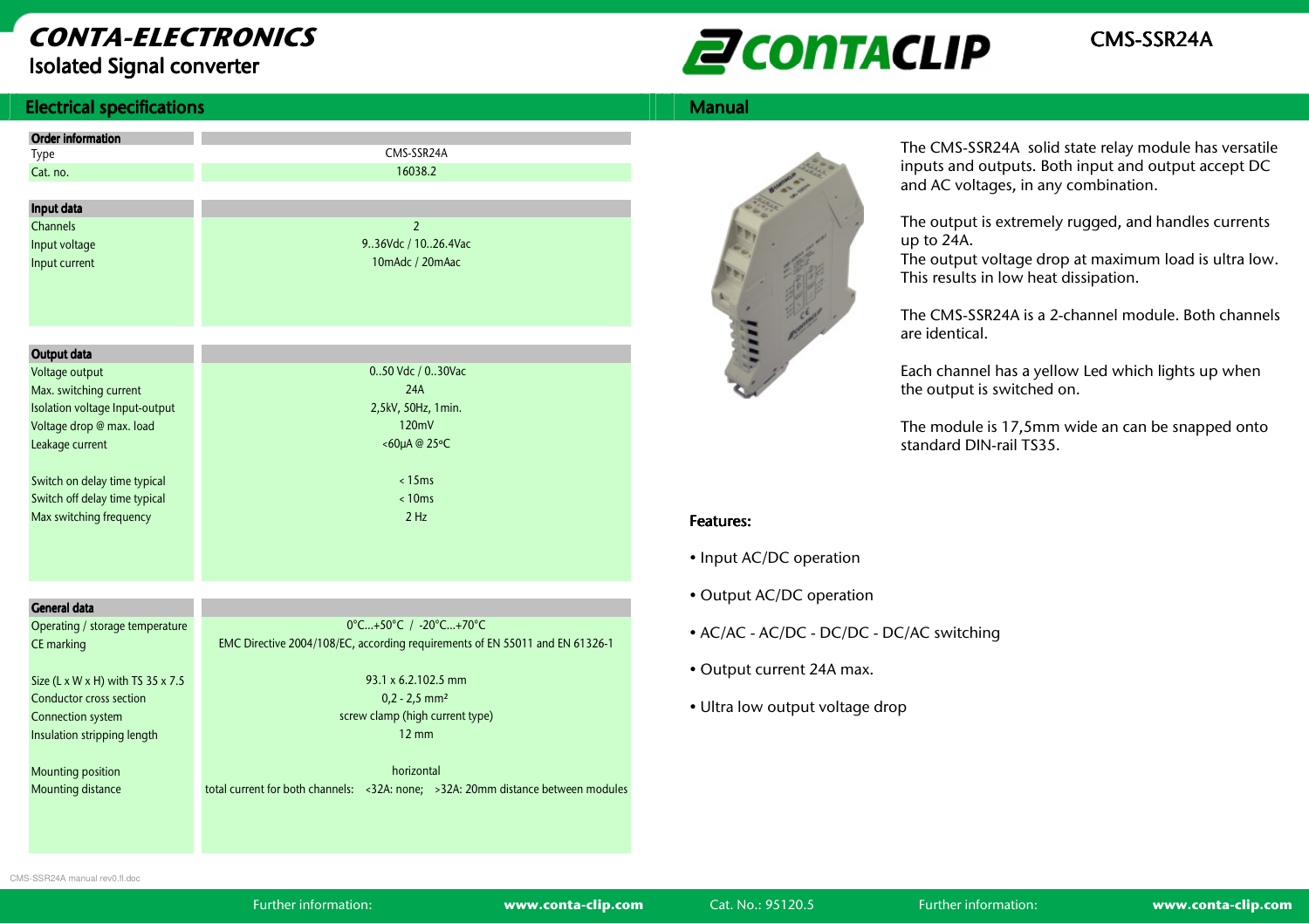# CONTA-ELECTRONICS

## Isolated Signal converter

CONTACLIP

CMS-SSR24A

## Electrical specifications

| Order information | |
|---|---|
| Type | CMS-SSR24A |
| Cat. no. | 16038.2 |

| Input data | |
|---|---|
| Channels | 2 |
| Input voltage | 9..36Vdc / 10..26.4Vac |
| Input current | 10mAdc / 20mAac |

| Output data | |
|---|---|
| Voltage output | 0..50 Vdc / 0..30Vac |
| Max. switching current | 24A |
| Isolation voltage Input-output | 2,5kV, 50Hz, 1min. |
| Voltage drop @ max. load | 120mV |
| Leakage current | <60µA @ 25ºC |
| Switch on delay time typical | < 15ms |
| Switch off delay time typical | < 10ms |
| Max switching frequency | 2 Hz |

| General data | |
|---|---|
| Operating / storage temperature | 0°C...+50°C / -20°C...+70°C |
| CE marking | EMC Directive 2004/108/EC, according requirements of EN 55011 and EN 61326-1 |
| Size (L x W x H) with TS 35 x 7.5 | 93.1 x 6.2.102.5 mm |
| Conductor cross section | 0,2 - 2,5 mm² |
| Connection system | screw clamp (high current type) |
| Insulation stripping length | 12 mm |
| Mounting position | horizontal |
| Mounting distance | total current for both channels: <32A: none; >32A: 20mm distance between modules |

## Manual

The CMS-SSR24A solid state relay module has versatile inputs and outputs. Both input and output accept DC and AC voltages, in any combination.

The output is extremely rugged, and handles currents up to 24A.
The output voltage drop at maximum load is ultra low. This results in low heat dissipation.

The CMS-SSR24A is a 2-channel module. Both channels are identical.

Each channel has a yellow Led which lights up when the output is switched on.

The module is 17,5mm wide an can be snapped onto standard DIN-rail TS35.

### Features:

- Input AC/DC operation
- Output AC/DC operation
- AC/AC - AC/DC - DC/DC - DC/AC switching
- Output current 24A max.
- Ultra low output voltage drop

CMS-SSR24A manual rev0.fl.doc

Further information: www.conta-clip.com Cat. No.: 95120.5 Further information: www.conta-clip.com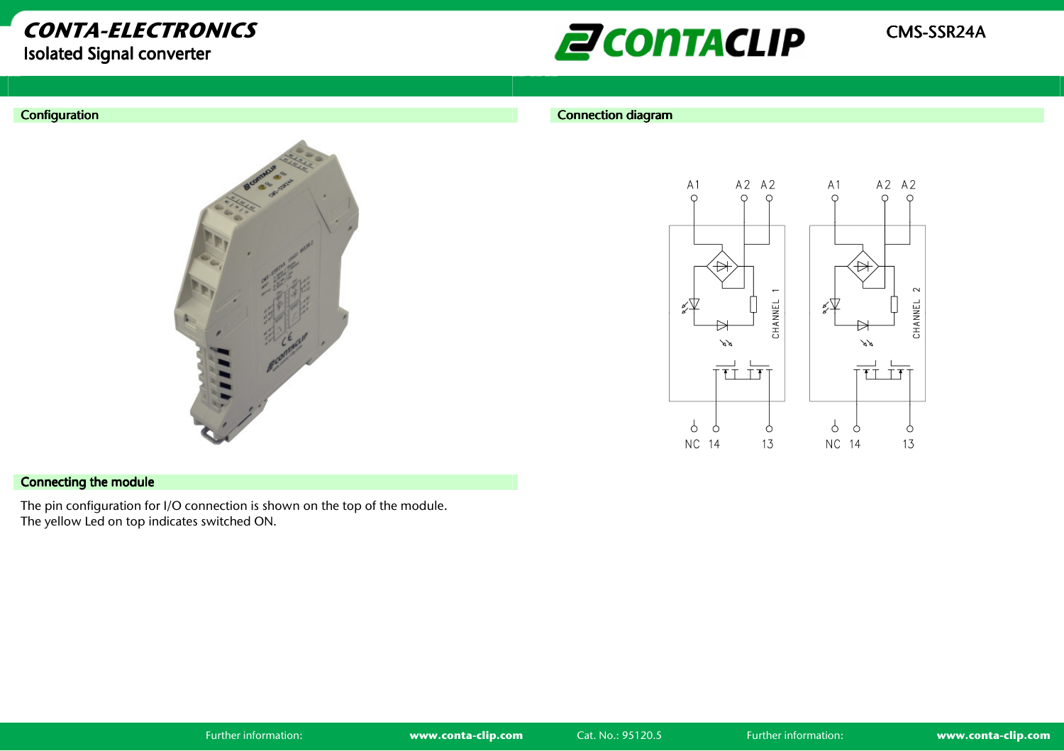# CONTA-ELECTRONICS
Isolated Signal converter

CMS-SSR24A

## Configuration

## Connection diagram

A1 A2 A2 A1 A2 A2

CHANNEL 1 CHANNEL 2

NC 14 13 NC 14 13

## Connecting the module

The pin configuration for I/O connection is shown on the top of the module.
The yellow Led on top indicates switched ON.

Further information: www.conta-clip.com Cat. No.: 95120.5 Further information: www.conta-clip.com